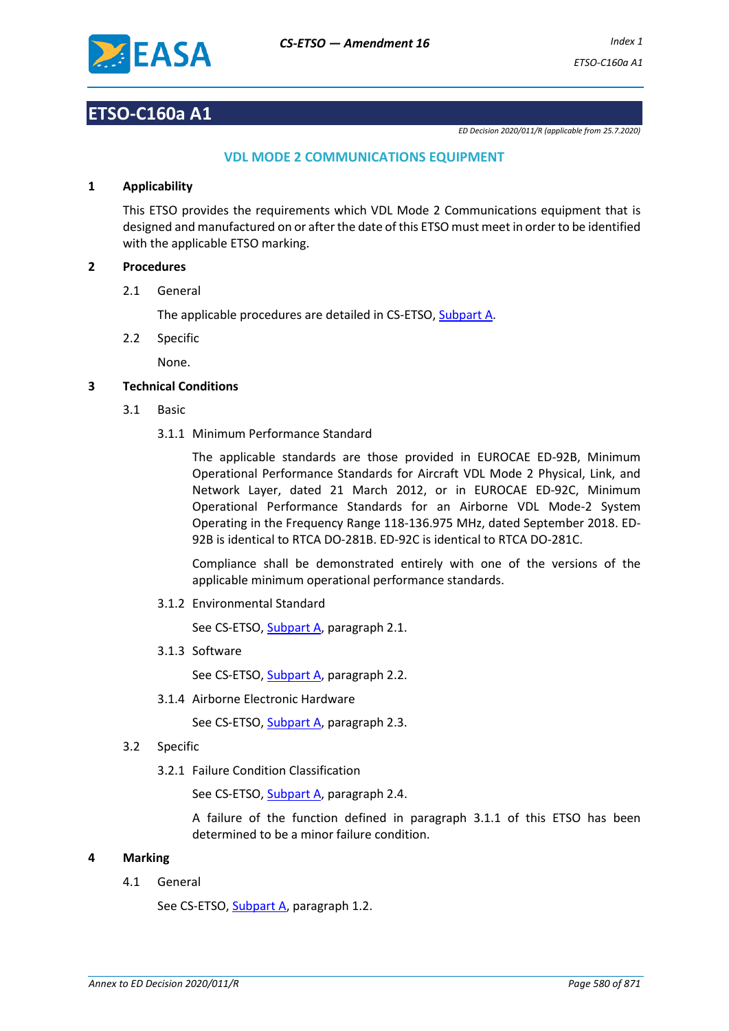# ETSO-C160a A1

*ED Decision 2020/011/R (applicable from 25.7.2020)*

## VDL MODE 2 COMMUNICATIONS EQUIPMENT

### 1 Applicability

This ETSO provides the requirements which VDL Mode 2 Communications equipment that is designed and manufactured on or after the date of this ETSO must meet in order to be identified with the applicable ETSO marking.

### 2 Procedures

2.1 General

The applicable procedures are detailed in CS-ETSO, Subpart A.

2.2 Specific

None.

### 3 Technical Conditions

3.1 Basic

3.1.1 Minimum Performance Standard

The applicable standards are those provided in EUROCAE ED-92B, Minimum Operational Performance Standards for Aircraft VDL Mode 2 Physical, Link, and Network Layer, dated 21 March 2012, or in EUROCAE ED-92C, Minimum Operational Performance Standards for an Airborne VDL Mode-2 System Operating in the Frequency Range 118-136.975 MHz, dated September 2018. ED-92B is identical to RTCA DO-281B. ED-92C is identical to RTCA DO-281C.

Compliance shall be demonstrated entirely with one of the versions of the applicable minimum operational performance standards.

3.1.2 Environmental Standard

See CS-ETSO, Subpart A, paragraph 2.1.

3.1.3 Software

See CS-ETSO, Subpart A, paragraph 2.2.

3.1.4 Airborne Electronic Hardware

See CS-ETSO, Subpart A, paragraph 2.3.

3.2 Specific

3.2.1 Failure Condition Classification

See CS-ETSO, Subpart A, paragraph 2.4.

A failure of the function defined in paragraph 3.1.1 of this ETSO has been determined to be a minor failure condition.

### 4 Marking

4.1 General

See CS-ETSO, Subpart A, paragraph 1.2.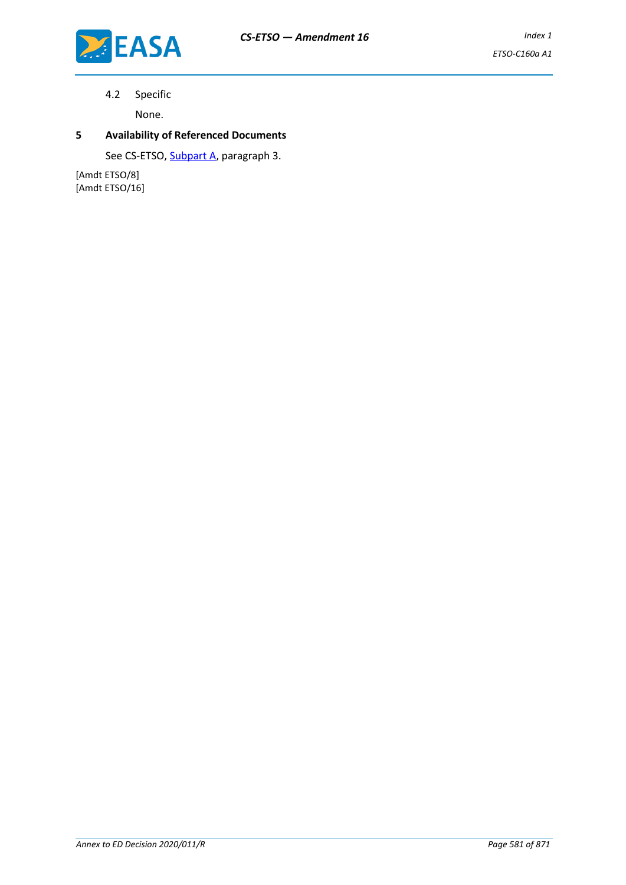4.2 Specific

None.

## 5 Availability of Referenced Documents

See CS-ETSO, Subpart A, paragraph 3.

[Amdt ETSO/8]
[Amdt ETSO/16]